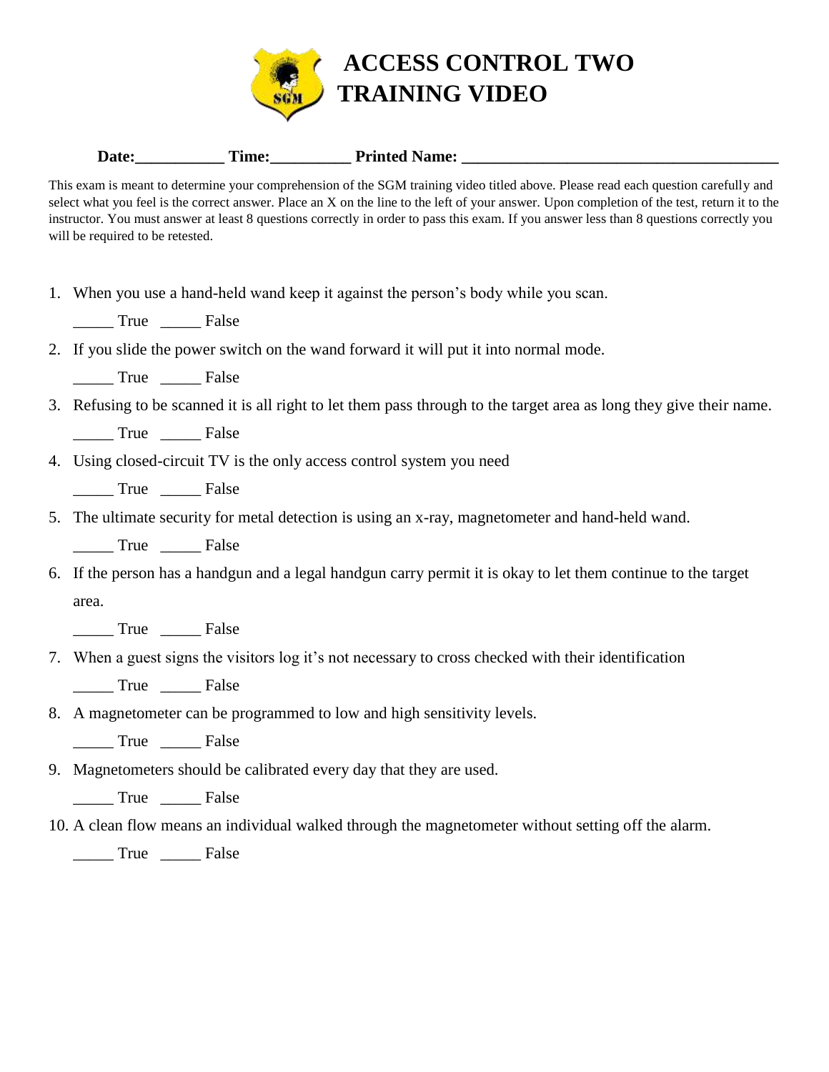# ACCESS CONTROL TWO TRAINING VIDEO

**Date:\_\_\_\_\_\_\_\_\_\_\_ Time:\_\_\_\_\_\_\_\_\_\_ Printed Name: \_\_\_\_\_\_\_\_\_\_\_\_\_\_\_\_\_\_\_\_\_\_\_\_\_\_\_\_\_\_\_\_\_\_\_\_\_\_\_\_**

This exam is meant to determine your comprehension of the SGM training video titled above. Please read each question carefully and select what you feel is the correct answer. Place an X on the line to the left of your answer. Upon completion of the test, return it to the instructor. You must answer at least 8 questions correctly in order to pass this exam. If you answer less than 8 questions correctly you will be required to be retested.

1. When you use a hand-held wand keep it against the person's body while you scan.

   \_\_\_\_\_ True \_\_\_\_\_ False

2. If you slide the power switch on the wand forward it will put it into normal mode.

   \_\_\_\_\_ True \_\_\_\_\_ False

3. Refusing to be scanned it is all right to let them pass through to the target area as long they give their name.

   \_\_\_\_\_ True \_\_\_\_\_ False

4. Using closed-circuit TV is the only access control system you need

   \_\_\_\_\_ True \_\_\_\_\_ False

5. The ultimate security for metal detection is using an x-ray, magnetometer and hand-held wand.

   \_\_\_\_\_ True \_\_\_\_\_ False

6. If the person has a handgun and a legal handgun carry permit it is okay to let them continue to the target area.

   \_\_\_\_\_ True \_\_\_\_\_ False

7. When a guest signs the visitors log it's not necessary to cross checked with their identification

   \_\_\_\_\_ True \_\_\_\_\_ False

8. A magnetometer can be programmed to low and high sensitivity levels.

   \_\_\_\_\_ True \_\_\_\_\_ False

9. Magnetometers should be calibrated every day that they are used.

   \_\_\_\_\_ True \_\_\_\_\_ False

10. A clean flow means an individual walked through the magnetometer without setting off the alarm.

    \_\_\_\_\_ True \_\_\_\_\_ False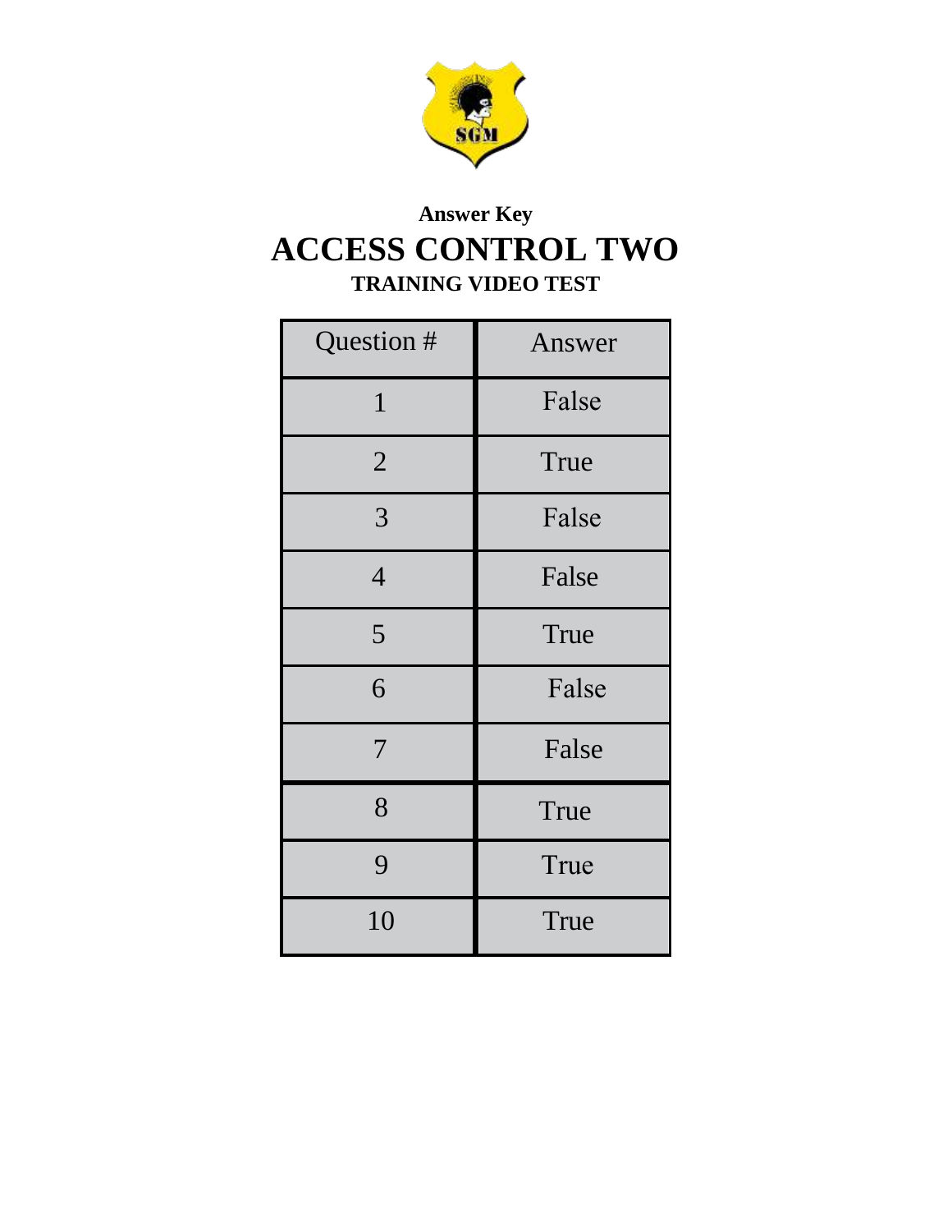**Answer Key**

# ACCESS CONTROL TWO

**TRAINING VIDEO TEST**

| Question # | Answer |
| --- | --- |
| 1 | False |
| 2 | True |
| 3 | False |
| 4 | False |
| 5 | True |
| 6 | False |
| 7 | False |
| 8 | True |
| 9 | True |
| 10 | True |